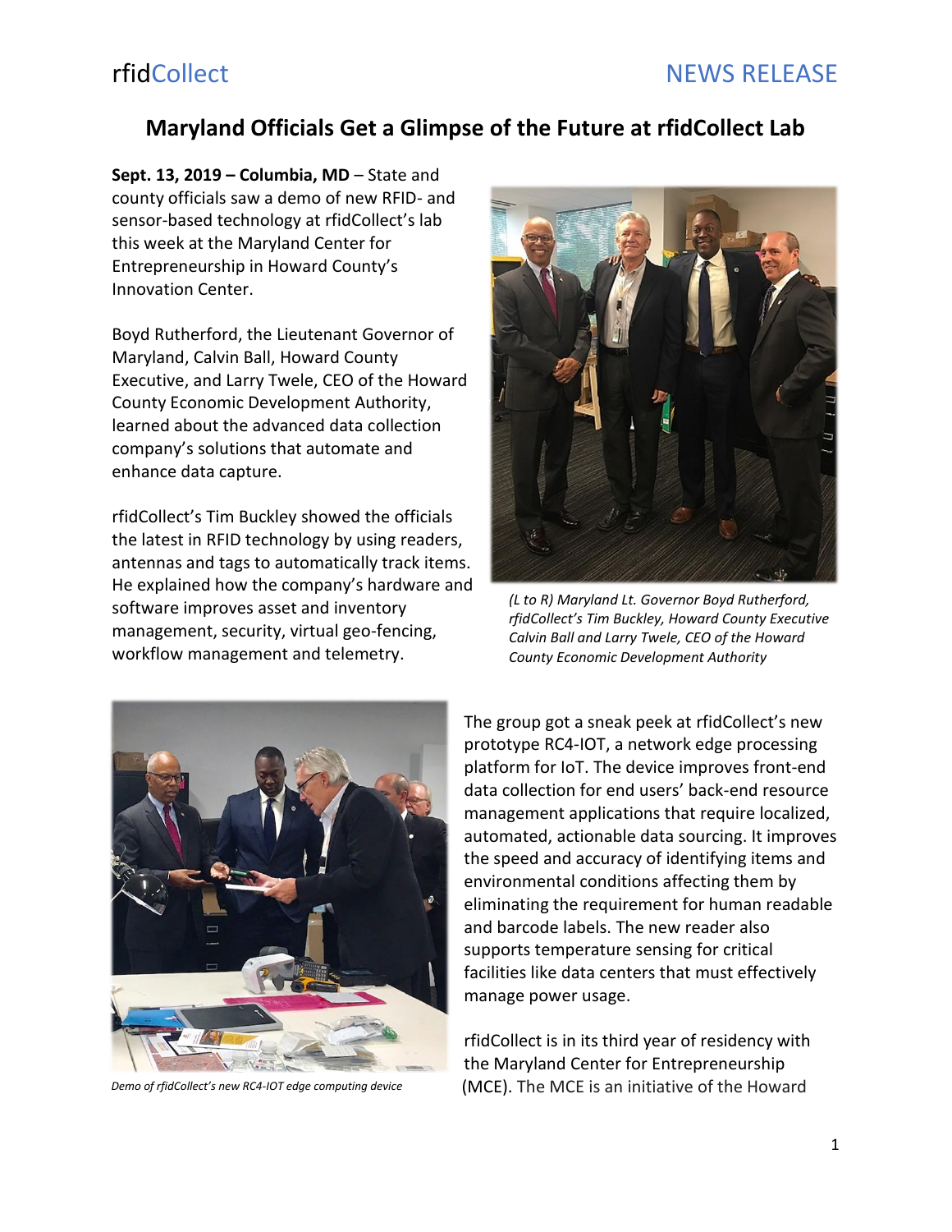rfidCollect NEWS RELEASE

# Maryland Officials Get a Glimpse of the Future at rfidCollect Lab

**Sept. 13, 2019 – Columbia, MD** – State and county officials saw a demo of new RFID- and sensor-based technology at rfidCollect's lab this week at the Maryland Center for Entrepreneurship in Howard County's Innovation Center.

Boyd Rutherford, the Lieutenant Governor of Maryland, Calvin Ball, Howard County Executive, and Larry Twele, CEO of the Howard County Economic Development Authority, learned about the advanced data collection company's solutions that automate and enhance data capture.

rfidCollect's Tim Buckley showed the officials the latest in RFID technology by using readers, antennas and tags to automatically track items. He explained how the company's hardware and software improves asset and inventory management, security, virtual geo-fencing, workflow management and telemetry.

*(L to R) Maryland Lt. Governor Boyd Rutherford, rfidCollect's Tim Buckley, Howard County Executive Calvin Ball and Larry Twele, CEO of the Howard County Economic Development Authority*

The group got a sneak peek at rfidCollect's new prototype RC4-IOT, a network edge processing platform for IoT. The device improves front-end data collection for end users' back-end resource management applications that require localized, automated, actionable data sourcing. It improves the speed and accuracy of identifying items and environmental conditions affecting them by eliminating the requirement for human readable and barcode labels. The new reader also supports temperature sensing for critical facilities like data centers that must effectively manage power usage.

*Demo of rfidCollect's new RC4-IOT edge computing device*

rfidCollect is in its third year of residency with the Maryland Center for Entrepreneurship (MCE). The MCE is an initiative of the Howard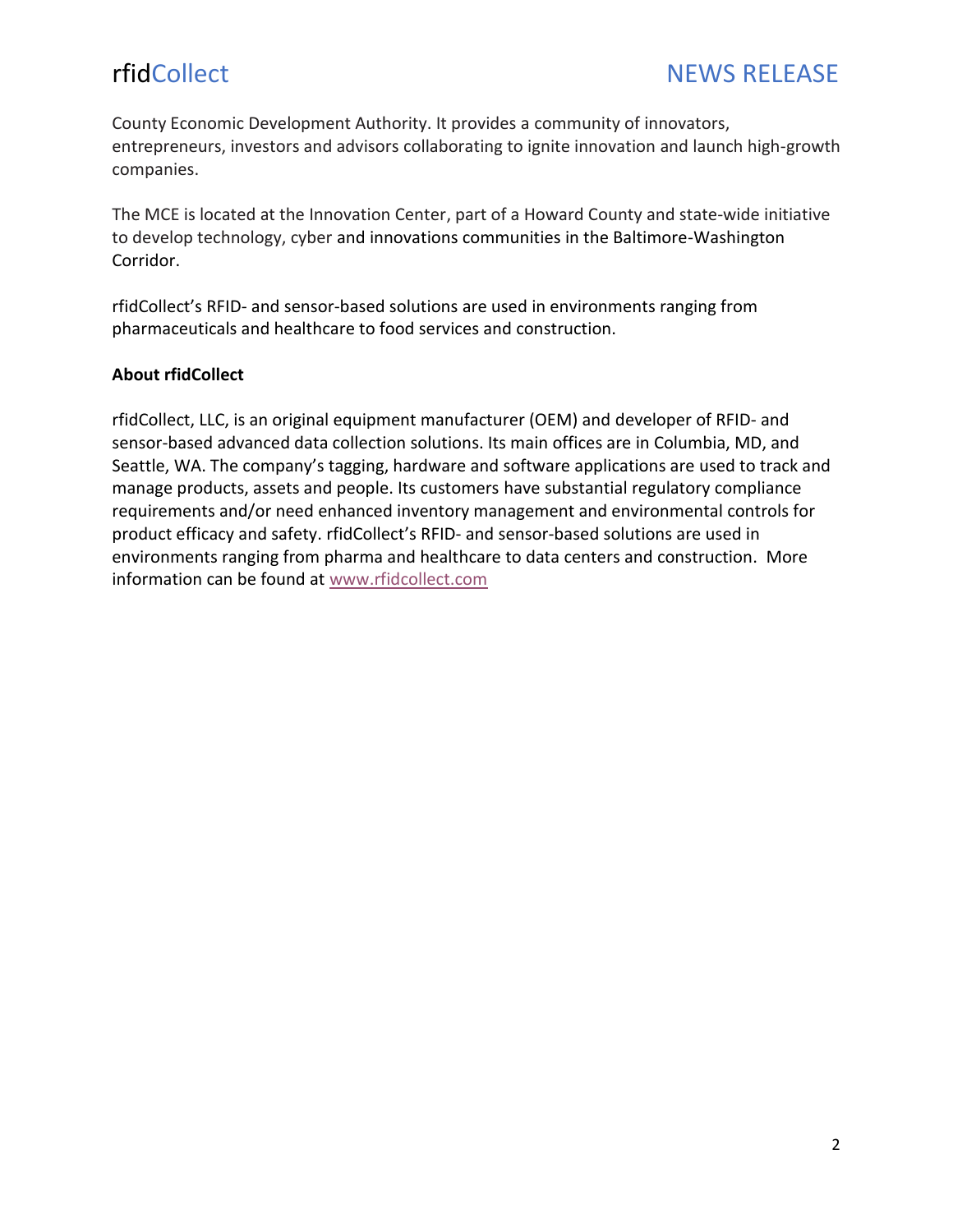County Economic Development Authority. It provides a community of innovators, entrepreneurs, investors and advisors collaborating to ignite innovation and launch high-growth companies.

The MCE is located at the Innovation Center, part of a Howard County and state-wide initiative to develop technology, cyber and innovations communities in the Baltimore-Washington Corridor.

rfidCollect's RFID- and sensor-based solutions are used in environments ranging from pharmaceuticals and healthcare to food services and construction.

**About rfidCollect**

rfidCollect, LLC, is an original equipment manufacturer (OEM) and developer of RFID- and sensor-based advanced data collection solutions. Its main offices are in Columbia, MD, and Seattle, WA. The company's tagging, hardware and software applications are used to track and manage products, assets and people. Its customers have substantial regulatory compliance requirements and/or need enhanced inventory management and environmental controls for product efficacy and safety. rfidCollect's RFID- and sensor-based solutions are used in environments ranging from pharma and healthcare to data centers and construction. More information can be found at [www.rfidcollect.com](http://www.rfidcollect.com)